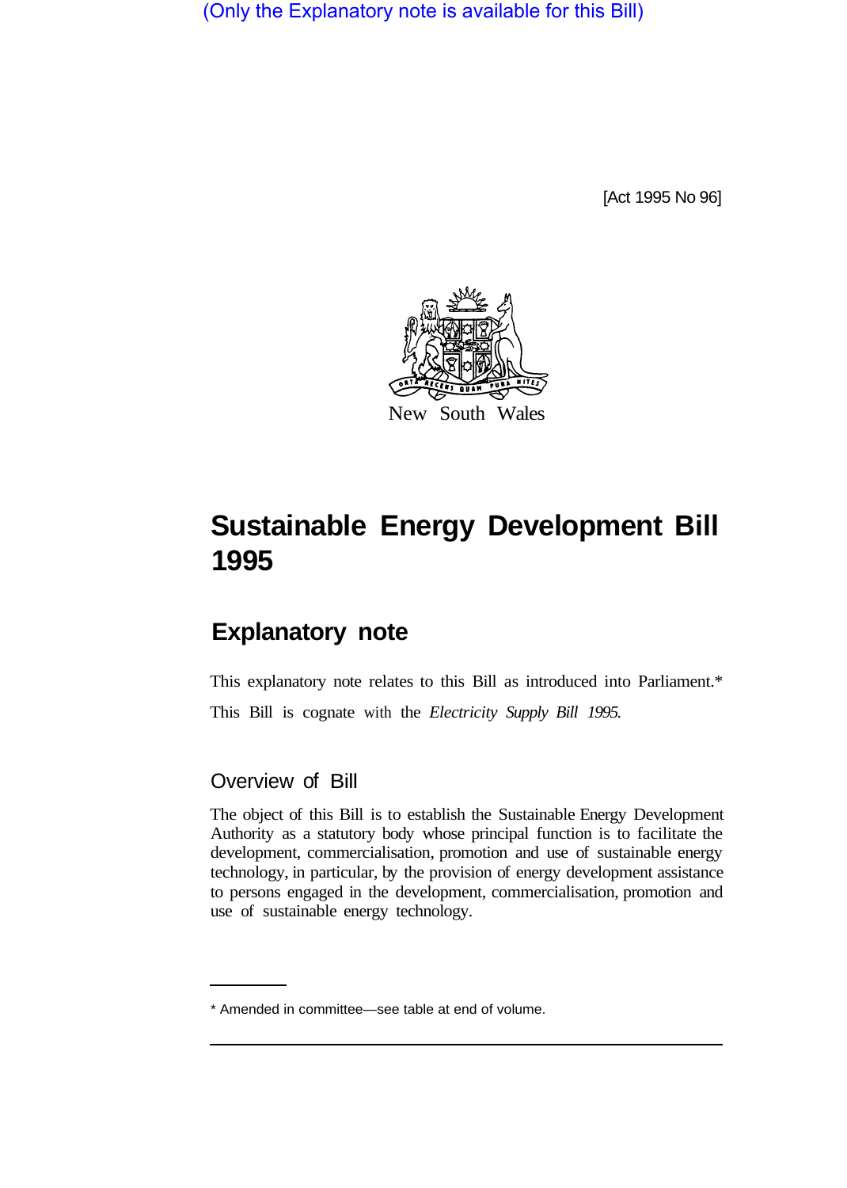(Only the Explanatory note is available for this Bill)

[Act 1995 No 96]

New South Wales

# Sustainable Energy Development Bill 1995

## Explanatory note

This explanatory note relates to this Bill as introduced into Parliament.*

This Bill is cognate with the *Electricity Supply Bill 1995*.

### Overview of Bill

The object of this Bill is to establish the Sustainable Energy Development Authority as a statutory body whose principal function is to facilitate the development, commercialisation, promotion and use of sustainable energy technology, in particular, by the provision of energy development assistance to persons engaged in the development, commercialisation, promotion and use of sustainable energy technology.

* Amended in committee—see table at end of volume.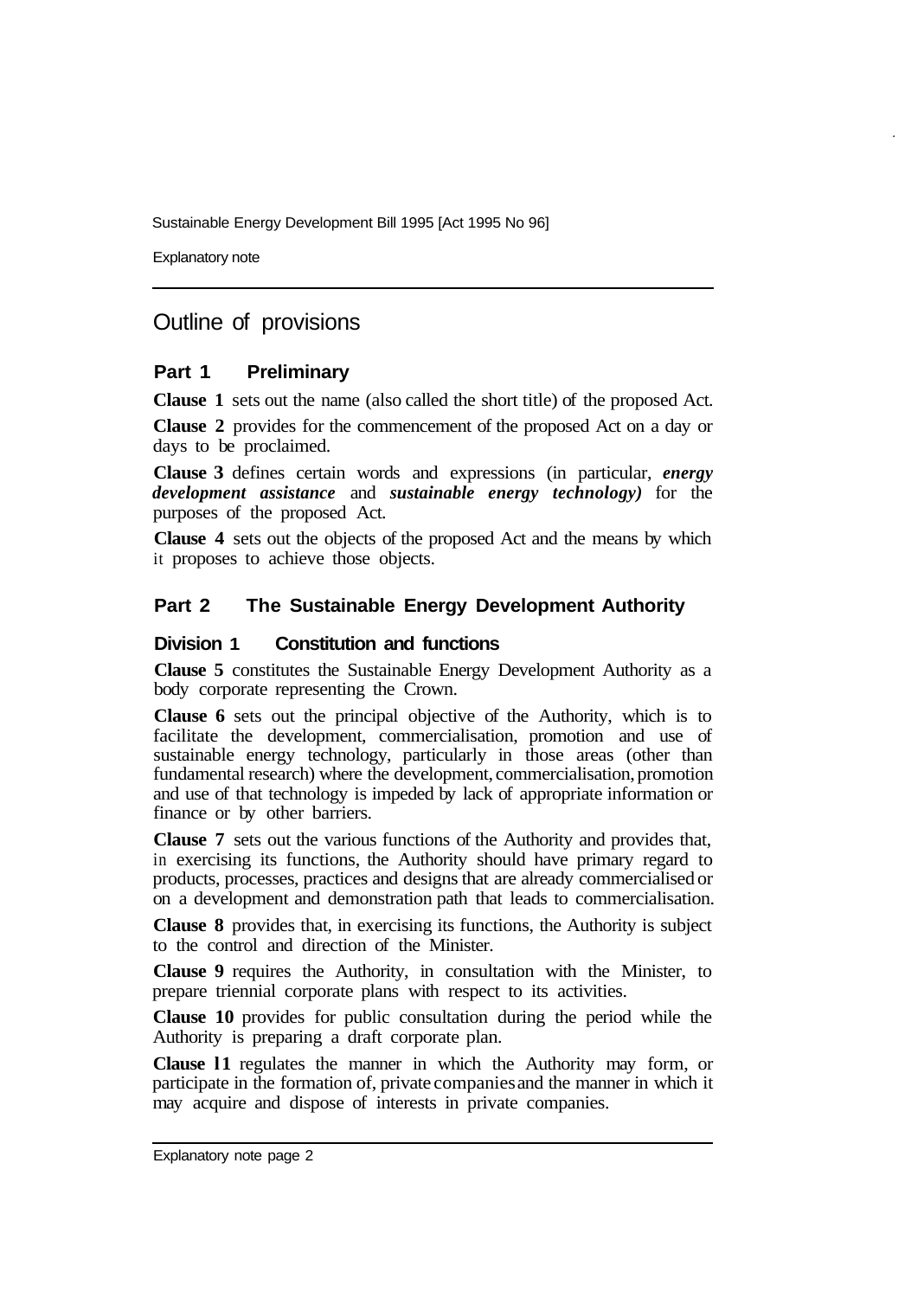## Outline of provisions

### Part 1 Preliminary

**Clause 1** sets out the name (also called the short title) of the proposed Act.

**Clause 2** provides for the commencement of the proposed Act on a day or days to be proclaimed.

**Clause 3** defines certain words and expressions (in particular, ***energy development assistance*** and ***sustainable energy technology)*** for the purposes of the proposed Act.

**Clause 4** sets out the objects of the proposed Act and the means by which it proposes to achieve those objects.

### Part 2 The Sustainable Energy Development Authority

#### Division 1 Constitution and functions

**Clause 5** constitutes the Sustainable Energy Development Authority as a body corporate representing the Crown.

**Clause 6** sets out the principal objective of the Authority, which is to facilitate the development, commercialisation, promotion and use of sustainable energy technology, particularly in those areas (other than fundamental research) where the development, commercialisation, promotion and use of that technology is impeded by lack of appropriate information or finance or by other barriers.

**Clause 7** sets out the various functions of the Authority and provides that, in exercising its functions, the Authority should have primary regard to products, processes, practices and designs that are already commercialised or on a development and demonstration path that leads to commercialisation.

**Clause 8** provides that, in exercising its functions, the Authority is subject to the control and direction of the Minister.

**Clause 9** requires the Authority, in consultation with the Minister, to prepare triennial corporate plans with respect to its activities.

**Clause 10** provides for public consultation during the period while the Authority is preparing a draft corporate plan.

**Clause 11** regulates the manner in which the Authority may form, or participate in the formation of, private companies and the manner in which it may acquire and dispose of interests in private companies.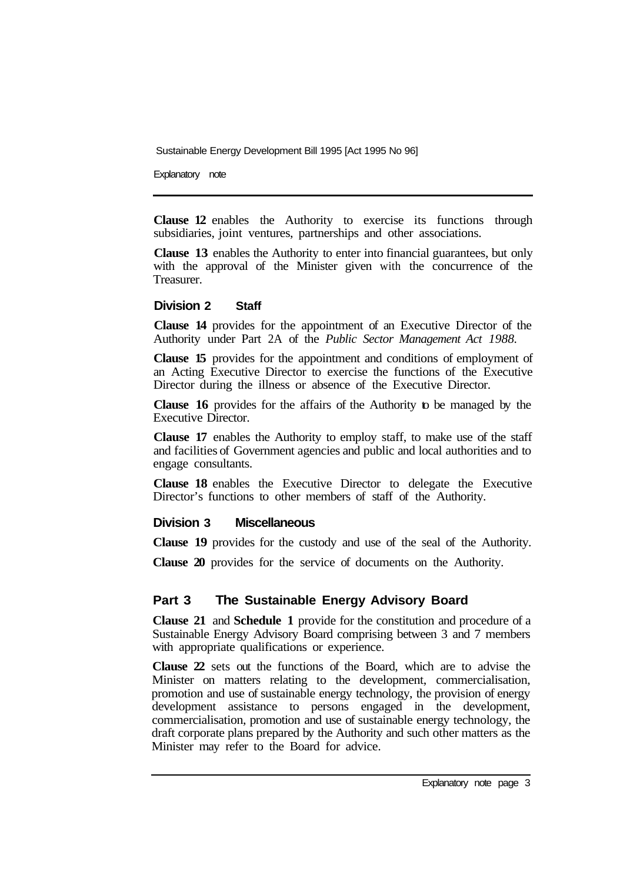**Clause 12** enables the Authority to exercise its functions through subsidiaries, joint ventures, partnerships and other associations.

**Clause 13** enables the Authority to enter into financial guarantees, but only with the approval of the Minister given with the concurrence of the Treasurer.

### Division 2 Staff

**Clause 14** provides for the appointment of an Executive Director of the Authority under Part 2A of the *Public Sector Management Act 1988.*

**Clause 15** provides for the appointment and conditions of employment of an Acting Executive Director to exercise the functions of the Executive Director during the illness or absence of the Executive Director.

**Clause 16** provides for the affairs of the Authority to be managed by the Executive Director.

**Clause 17** enables the Authority to employ staff, to make use of the staff and facilities of Government agencies and public and local authorities and to engage consultants.

**Clause 18** enables the Executive Director to delegate the Executive Director's functions to other members of staff of the Authority.

### Division 3 Miscellaneous

**Clause 19** provides for the custody and use of the seal of the Authority.

**Clause 20** provides for the service of documents on the Authority.

## Part 3 The Sustainable Energy Advisory Board

**Clause 21** and **Schedule 1** provide for the constitution and procedure of a Sustainable Energy Advisory Board comprising between 3 and 7 members with appropriate qualifications or experience.

**Clause 22** sets out the functions of the Board, which are to advise the Minister on matters relating to the development, commercialisation, promotion and use of sustainable energy technology, the provision of energy development assistance to persons engaged in the development, commercialisation, promotion and use of sustainable energy technology, the draft corporate plans prepared by the Authority and such other matters as the Minister may refer to the Board for advice.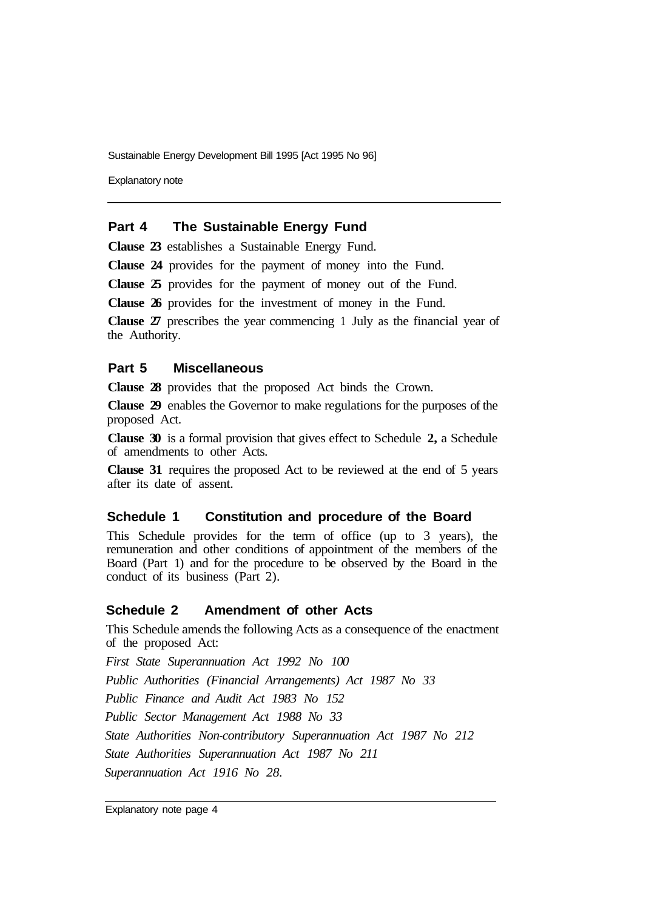## Part 4 The Sustainable Energy Fund

**Clause 23** establishes a Sustainable Energy Fund.

**Clause 24** provides for the payment of money into the Fund.

**Clause 25** provides for the payment of money out of the Fund.

**Clause 26** provides for the investment of money in the Fund.

**Clause 27** prescribes the year commencing 1 July as the financial year of the Authority.

## Part 5 Miscellaneous

**Clause 28** provides that the proposed Act binds the Crown.

**Clause 29** enables the Governor to make regulations for the purposes of the proposed Act.

**Clause 30** is a formal provision that gives effect to Schedule **2,** a Schedule of amendments to other Acts.

**Clause 31** requires the proposed Act to be reviewed at the end of 5 years after its date of assent.

## Schedule 1 Constitution and procedure of the Board

This Schedule provides for the term of office (up to 3 years), the remuneration and other conditions of appointment of the members of the Board (Part 1) and for the procedure to be observed by the Board in the conduct of its business (Part 2).

## Schedule 2 Amendment of other Acts

This Schedule amends the following Acts as a consequence of the enactment of the proposed Act:

*First State Superannuation Act 1992 No 100*

*Public Authorities (Financial Arrangements) Act 1987 No 33*

*Public Finance and Audit Act 1983 No 152*

*Public Sector Management Act 1988 No 33*

*State Authorities Non-contributory Superannuation Act 1987 No 212*

*State Authorities Superannuation Act 1987 No 211*

*Superannuation Act 1916 No 28.*